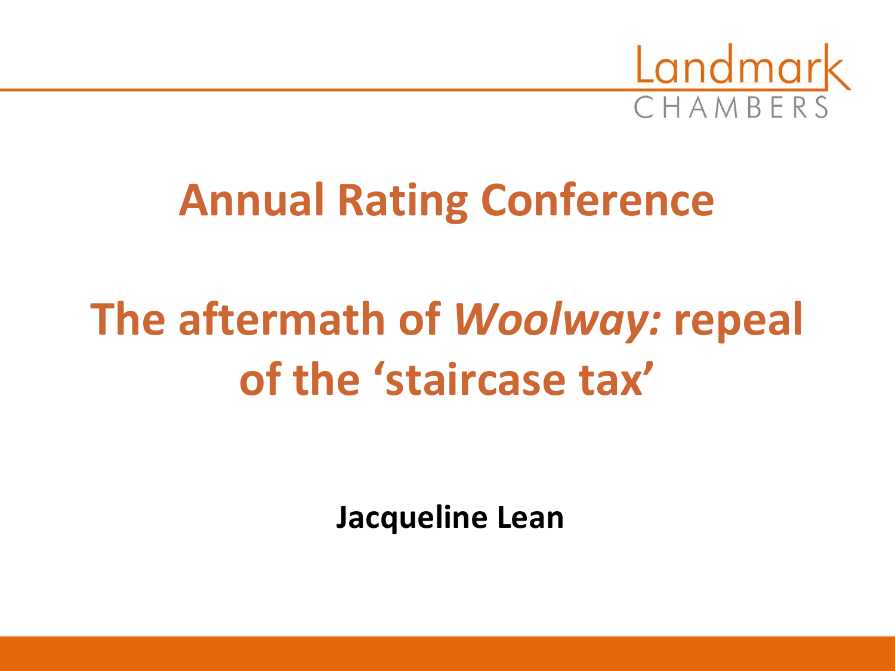Landmark CHAMBERS

# Annual Rating Conference

# The aftermath of *Woolway:* repeal of the 'staircase tax'

**Jacqueline Lean**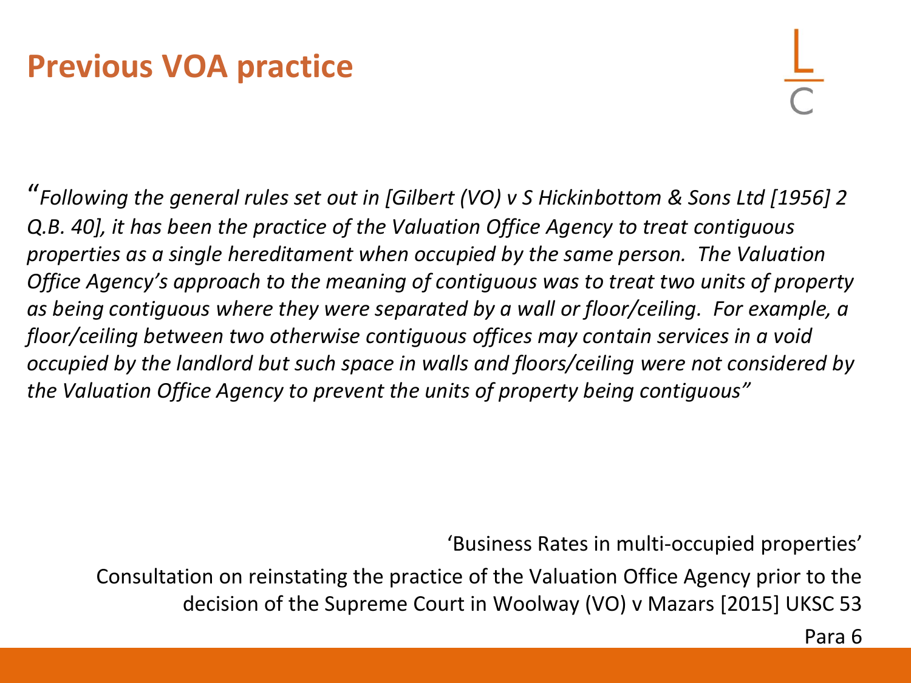# Previous VOA practice

*"Following the general rules set out in [Gilbert (VO) v S Hickinbottom & Sons Ltd [1956] 2 Q.B. 40], it has been the practice of the Valuation Office Agency to treat contiguous properties as a single hereditament when occupied by the same person. The Valuation Office Agency's approach to the meaning of contiguous was to treat two units of property as being contiguous where they were separated by a wall or floor/ceiling. For example, a floor/ceiling between two otherwise contiguous offices may contain services in a void occupied by the landlord but such space in walls and floors/ceiling were not considered by the Valuation Office Agency to prevent the units of property being contiguous"*

'Business Rates in multi-occupied properties'

Consultation on reinstating the practice of the Valuation Office Agency prior to the decision of the Supreme Court in Woolway (VO) v Mazars [2015] UKSC 53

Para 6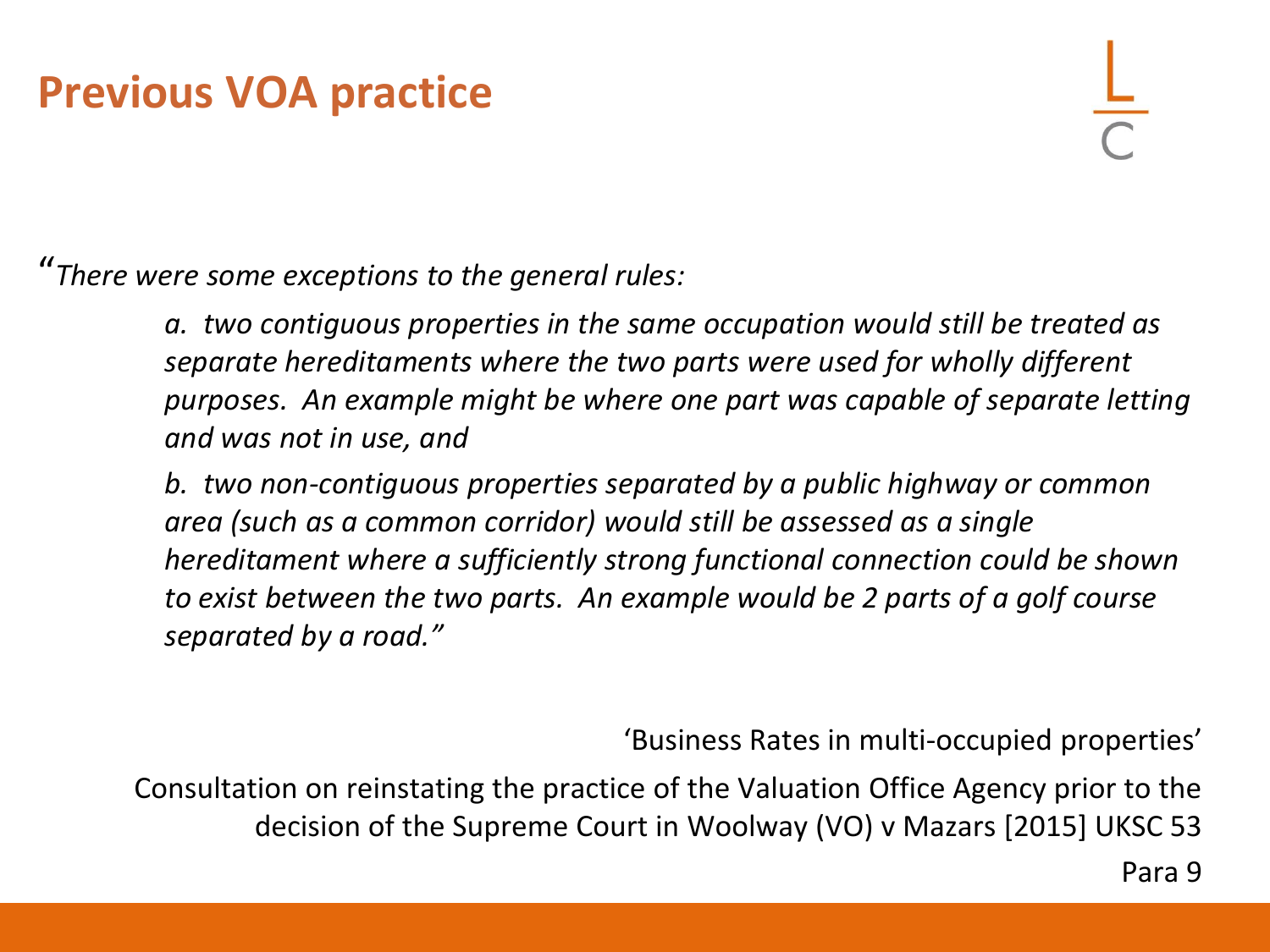# Previous VOA practice

"*There were some exceptions to the general rules:*

> *a. two contiguous properties in the same occupation would still be treated as separate hereditaments where the two parts were used for wholly different purposes. An example might be where one part was capable of separate letting and was not in use, and*
>
> *b. two non-contiguous properties separated by a public highway or common area (such as a common corridor) would still be assessed as a single hereditament where a sufficiently strong functional connection could be shown to exist between the two parts. An example would be 2 parts of a golf course separated by a road."*

'Business Rates in multi-occupied properties'

Consultation on reinstating the practice of the Valuation Office Agency prior to the decision of the Supreme Court in Woolway (VO) v Mazars [2015] UKSC 53

Para 9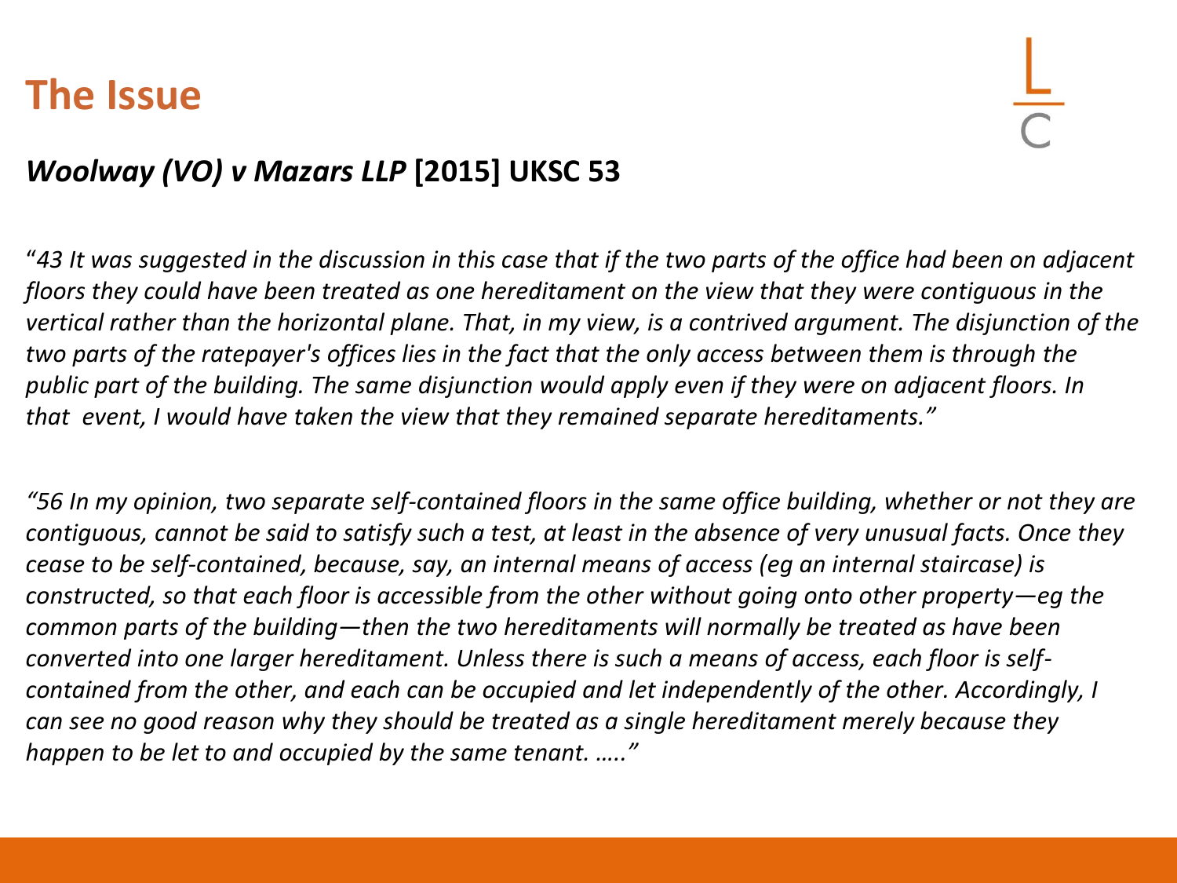# The Issue

## *Woolway (VO) v Mazars LLP* [2015] UKSC 53

"*43 It was suggested in the discussion in this case that if the two parts of the office had been on adjacent floors they could have been treated as one hereditament on the view that they were contiguous in the vertical rather than the horizontal plane. That, in my view, is a contrived argument. The disjunction of the two parts of the ratepayer's offices lies in the fact that the only access between them is through the public part of the building. The same disjunction would apply even if they were on adjacent floors. In that event, I would have taken the view that they remained separate hereditaments.*"

*"56 In my opinion, two separate self-contained floors in the same office building, whether or not they are contiguous, cannot be said to satisfy such a test, at least in the absence of very unusual facts. Once they cease to be self-contained, because, say, an internal means of access (eg an internal staircase) is constructed, so that each floor is accessible from the other without going onto other property—eg the common parts of the building—then the two hereditaments will normally be treated as have been converted into one larger hereditament. Unless there is such a means of access, each floor is self-contained from the other, and each can be occupied and let independently of the other. Accordingly, I can see no good reason why they should be treated as a single hereditament merely because they happen to be let to and occupied by the same tenant. ….."*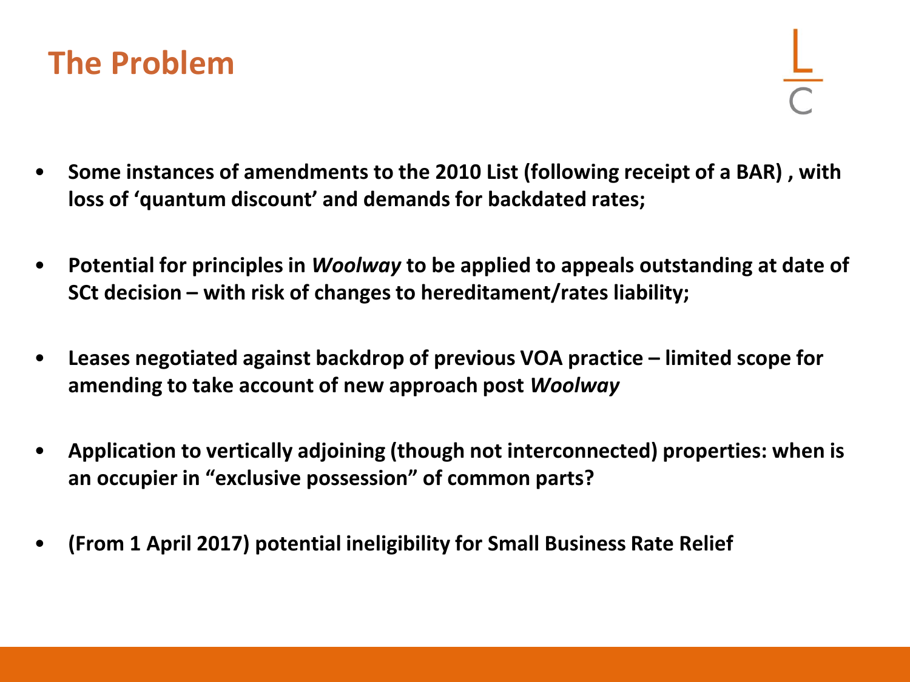# The Problem

- **Some instances of amendments to the 2010 List (following receipt of a BAR) , with loss of 'quantum discount' and demands for backdated rates;**
- **Potential for principles in *Woolway* to be applied to appeals outstanding at date of SCt decision – with risk of changes to hereditament/rates liability;**
- **Leases negotiated against backdrop of previous VOA practice – limited scope for amending to take account of new approach post *Woolway***
- **Application to vertically adjoining (though not interconnected) properties: when is an occupier in "exclusive possession" of common parts?**
- **(From 1 April 2017) potential ineligibility for Small Business Rate Relief**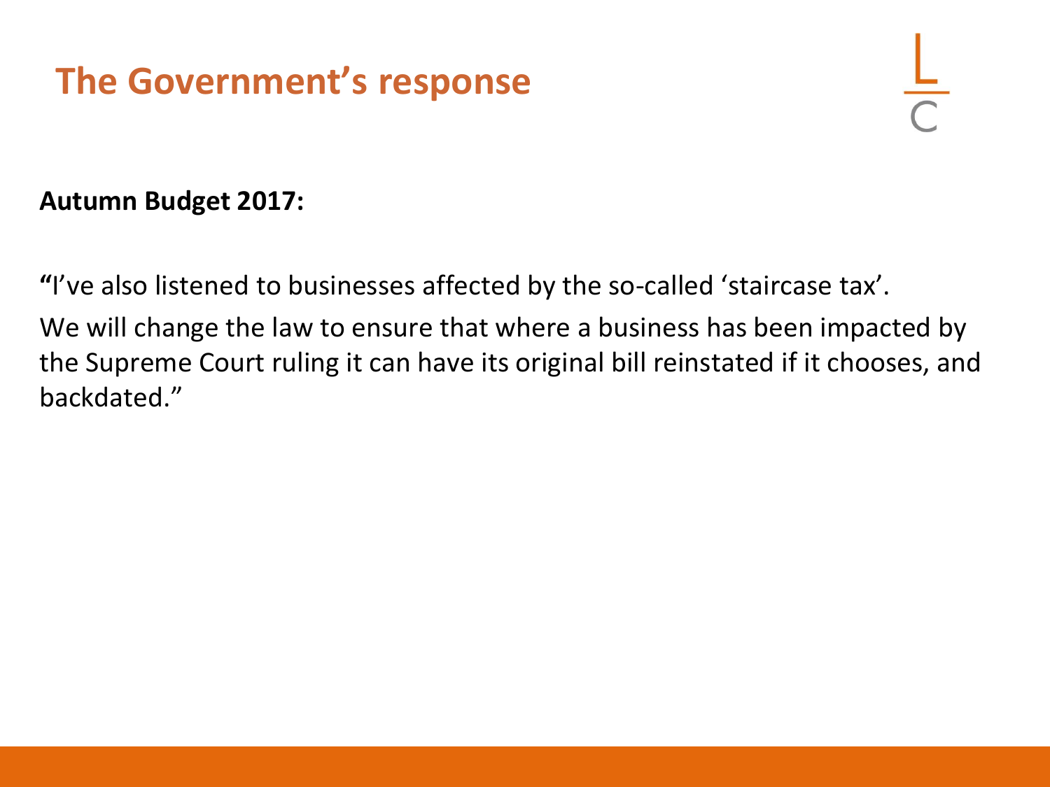# The Government's response

**Autumn Budget 2017:**

**"**I've also listened to businesses affected by the so-called 'staircase tax'.

We will change the law to ensure that where a business has been impacted by the Supreme Court ruling it can have its original bill reinstated if it chooses, and backdated."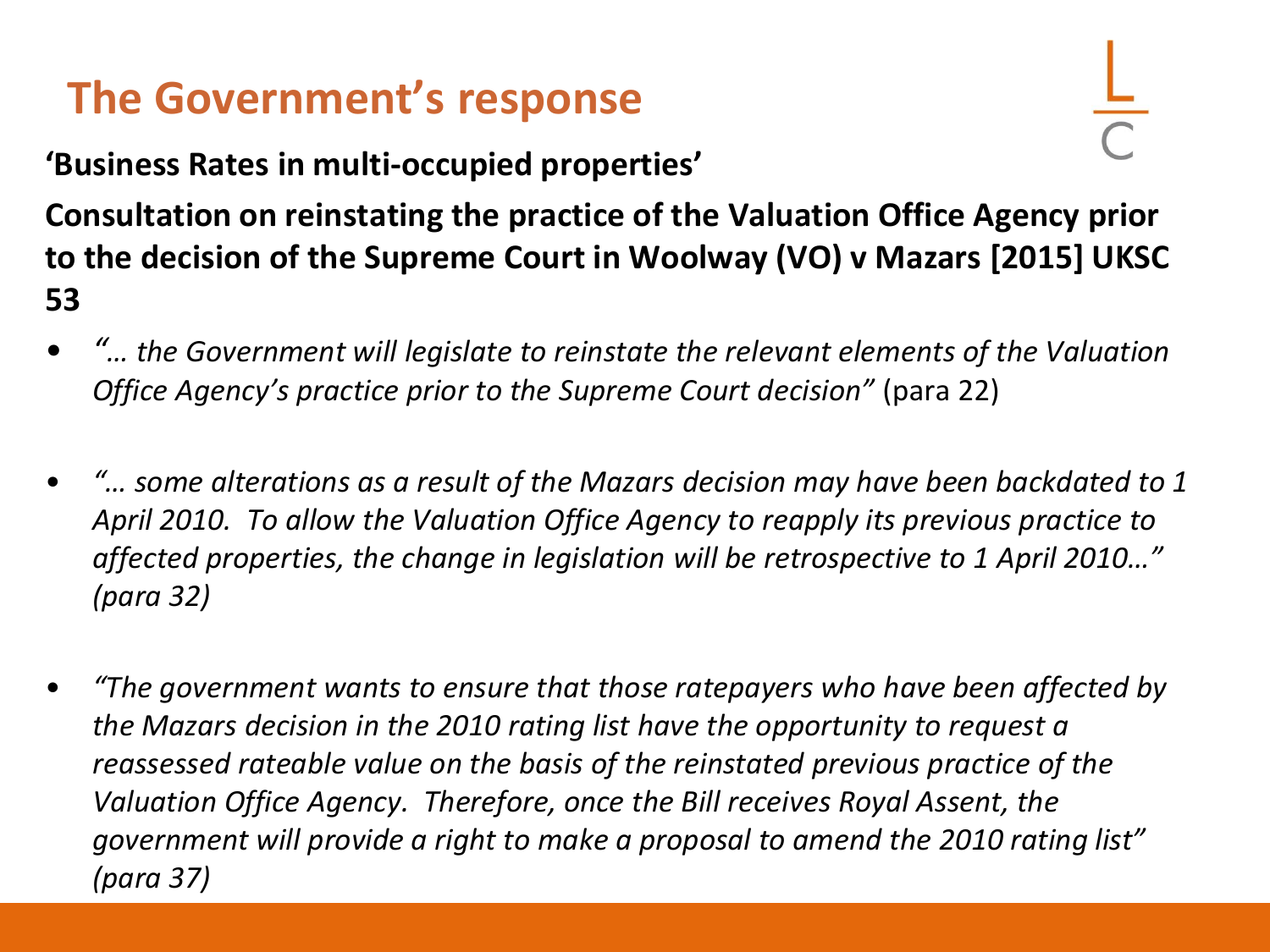# The Government's response

**'Business Rates in multi-occupied properties'**

**Consultation on reinstating the practice of the Valuation Office Agency prior to the decision of the Supreme Court in Woolway (VO) v Mazars [2015] UKSC 53**

- *"… the Government will legislate to reinstate the relevant elements of the Valuation Office Agency's practice prior to the Supreme Court decision"* (para 22)
- *"… some alterations as a result of the Mazars decision may have been backdated to 1 April 2010. To allow the Valuation Office Agency to reapply its previous practice to affected properties, the change in legislation will be retrospective to 1 April 2010…" (para 32)*
- *"The government wants to ensure that those ratepayers who have been affected by the Mazars decision in the 2010 rating list have the opportunity to request a reassessed rateable value on the basis of the reinstated previous practice of the Valuation Office Agency. Therefore, once the Bill receives Royal Assent, the government will provide a right to make a proposal to amend the 2010 rating list" (para 37)*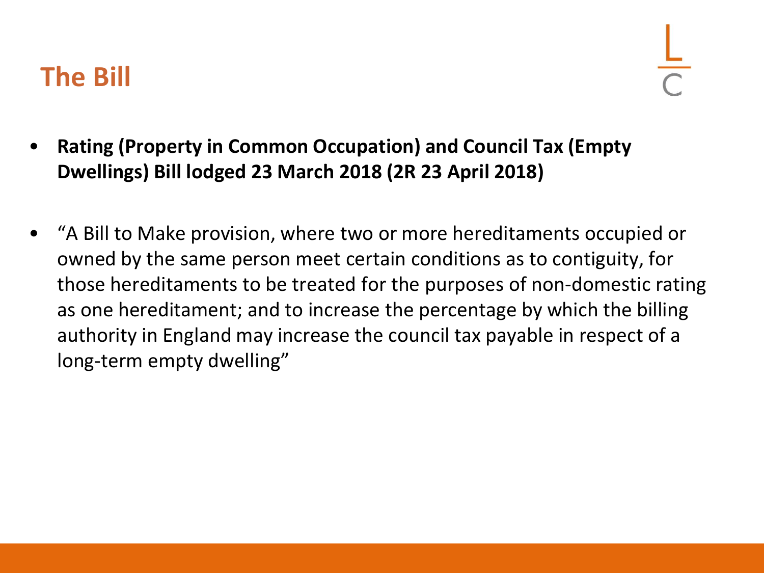# The Bill

- **Rating (Property in Common Occupation) and Council Tax (Empty Dwellings) Bill lodged 23 March 2018 (2R 23 April 2018)**
- "A Bill to Make provision, where two or more hereditaments occupied or owned by the same person meet certain conditions as to contiguity, for those hereditaments to be treated for the purposes of non-domestic rating as one hereditament; and to increase the percentage by which the billing authority in England may increase the council tax payable in respect of a long-term empty dwelling"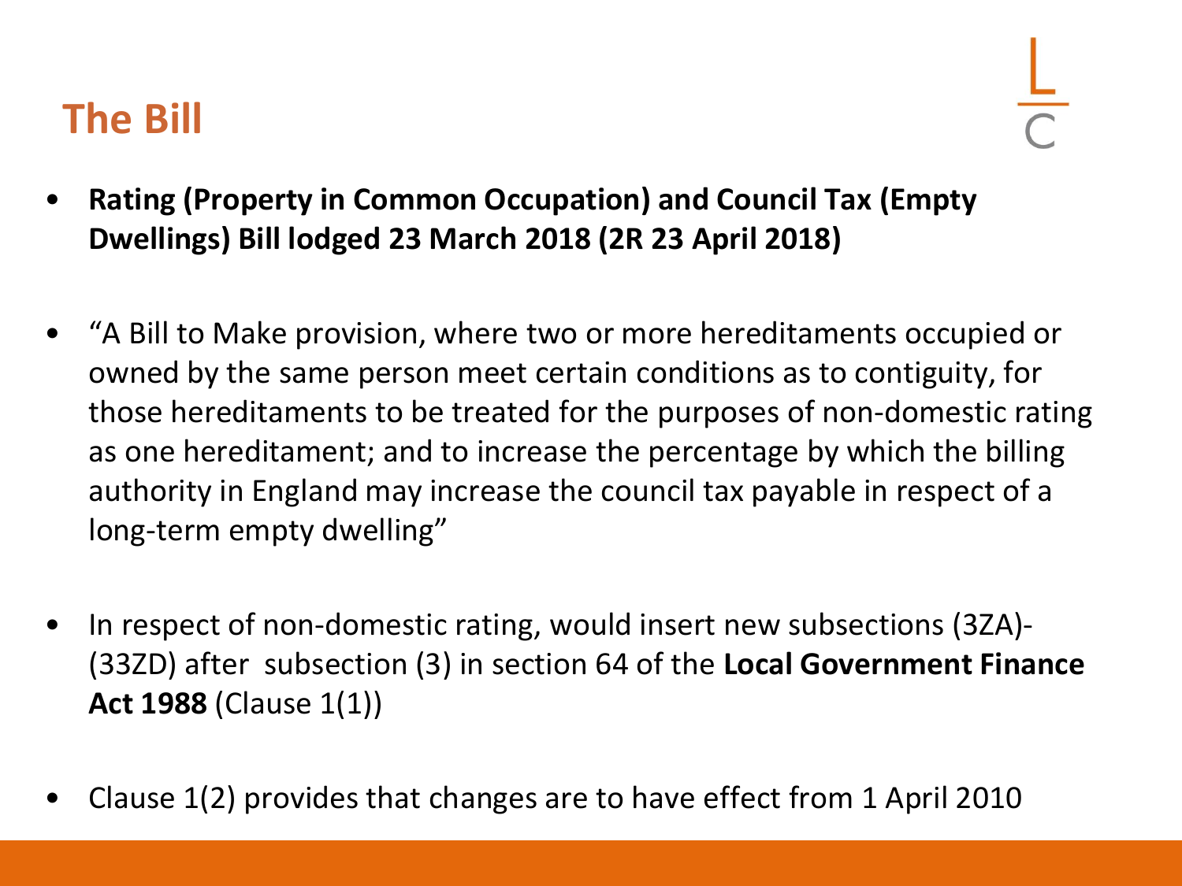## The Bill

- **Rating (Property in Common Occupation) and Council Tax (Empty Dwellings) Bill lodged 23 March 2018 (2R 23 April 2018)**

- "A Bill to Make provision, where two or more hereditaments occupied or owned by the same person meet certain conditions as to contiguity, for those hereditaments to be treated for the purposes of non-domestic rating as one hereditament; and to increase the percentage by which the billing authority in England may increase the council tax payable in respect of a long-term empty dwelling"

- In respect of non-domestic rating, would insert new subsections (3ZA)-(33ZD) after subsection (3) in section 64 of the **Local Government Finance Act 1988** (Clause 1(1))

- Clause 1(2) provides that changes are to have effect from 1 April 2010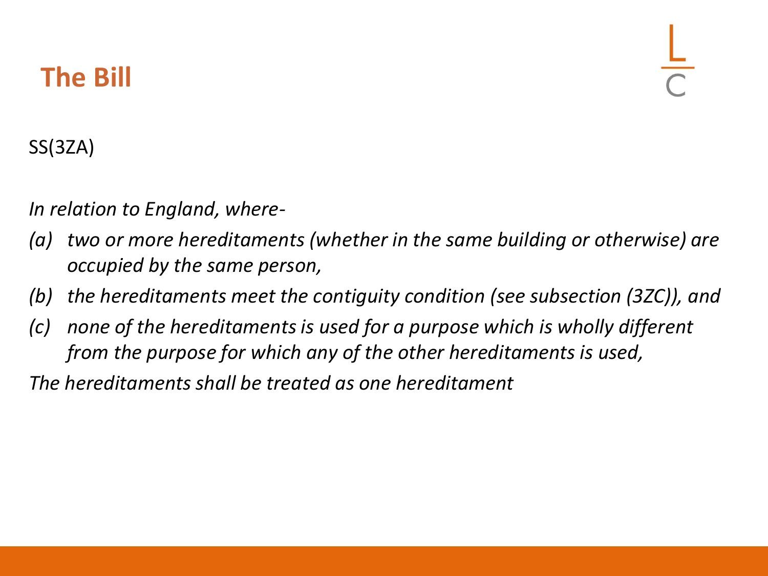## The Bill

SS(3ZA)

*In relation to England, where-*

*(a) two or more hereditaments (whether in the same building or otherwise) are occupied by the same person,*

*(b) the hereditaments meet the contiguity condition (see subsection (3ZC)), and*

*(c) none of the hereditaments is used for a purpose which is wholly different from the purpose for which any of the other hereditaments is used,*

*The hereditaments shall be treated as one hereditament*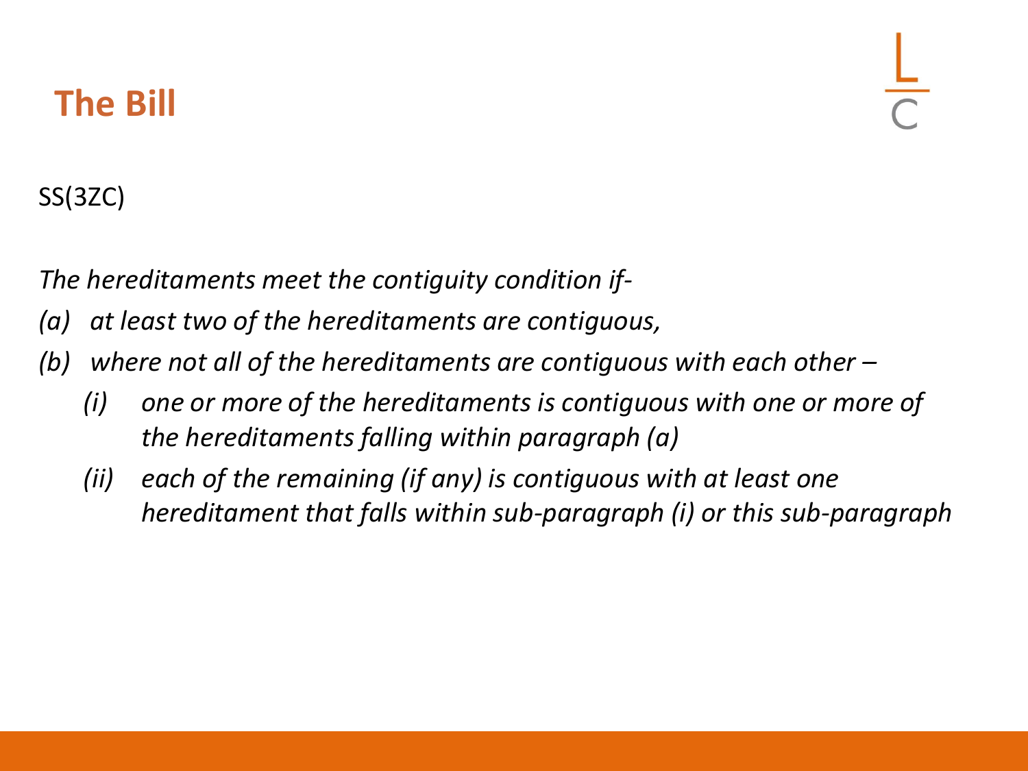# The Bill

SS(3ZC)

*The hereditaments meet the contiguity condition if-*

*(a) at least two of the hereditaments are contiguous,*

*(b) where not all of the hereditaments are contiguous with each other –*

  *(i) one or more of the hereditaments is contiguous with one or more of the hereditaments falling within paragraph (a)*

  *(ii) each of the remaining (if any) is contiguous with at least one hereditament that falls within sub-paragraph (i) or this sub-paragraph*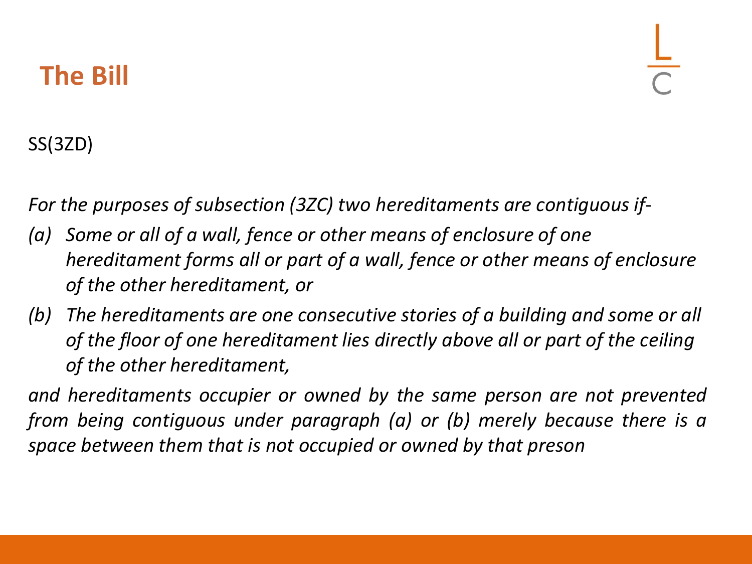# The Bill

SS(3ZD)

*For the purposes of subsection (3ZC) two hereditaments are contiguous if-*

*(a) Some or all of a wall, fence or other means of enclosure of one hereditament forms all or part of a wall, fence or other means of enclosure of the other hereditament, or*

*(b) The hereditaments are one consecutive stories of a building and some or all of the floor of one hereditament lies directly above all or part of the ceiling of the other hereditament,*

*and hereditaments occupier or owned by the same person are not prevented from being contiguous under paragraph (a) or (b) merely because there is a space between them that is not occupied or owned by that preson*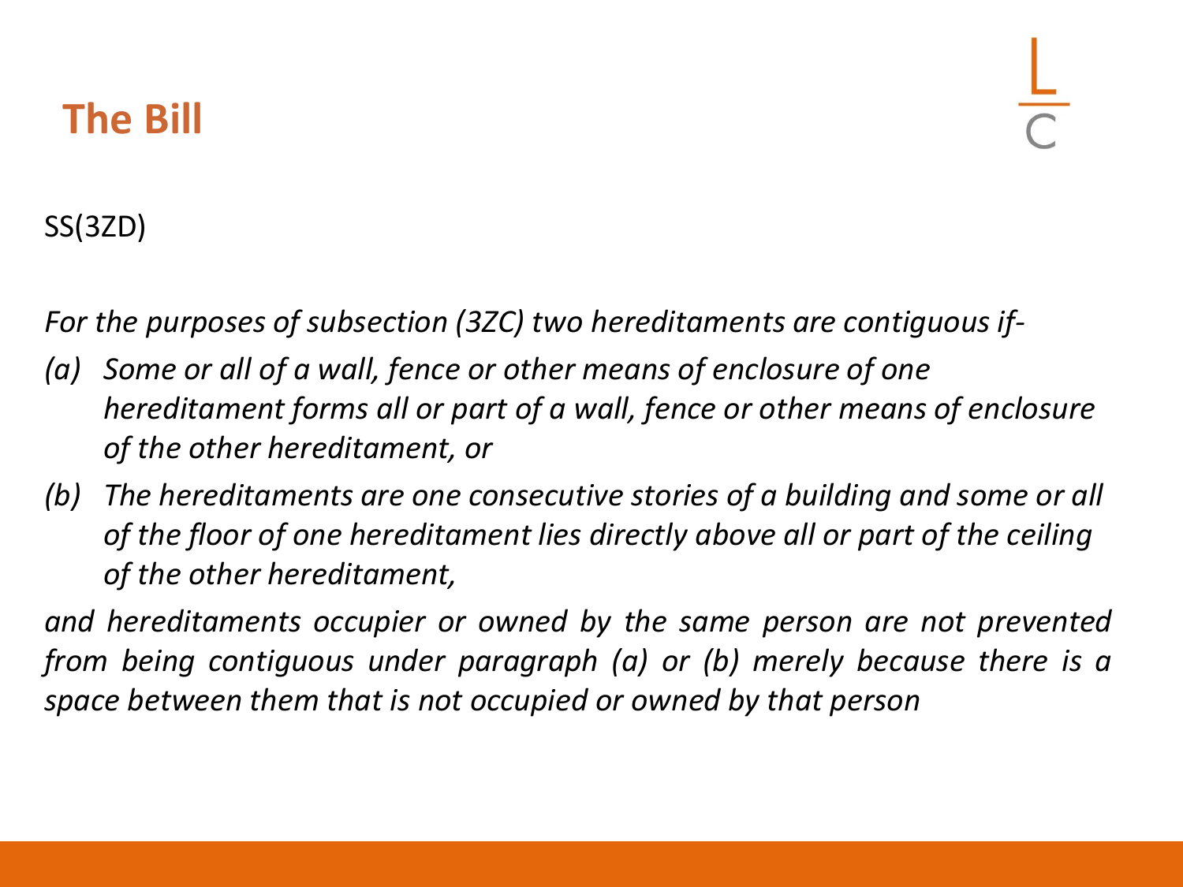## The Bill

SS(3ZD)

*For the purposes of subsection (3ZC) two hereditaments are contiguous if-*

- *(a) Some or all of a wall, fence or other means of enclosure of one hereditament forms all or part of a wall, fence or other means of enclosure of the other hereditament, or*
- *(b) The hereditaments are one consecutive stories of a building and some or all of the floor of one hereditament lies directly above all or part of the ceiling of the other hereditament,*

*and hereditaments occupier or owned by the same person are not prevented from being contiguous under paragraph (a) or (b) merely because there is a space between them that is not occupied or owned by that person*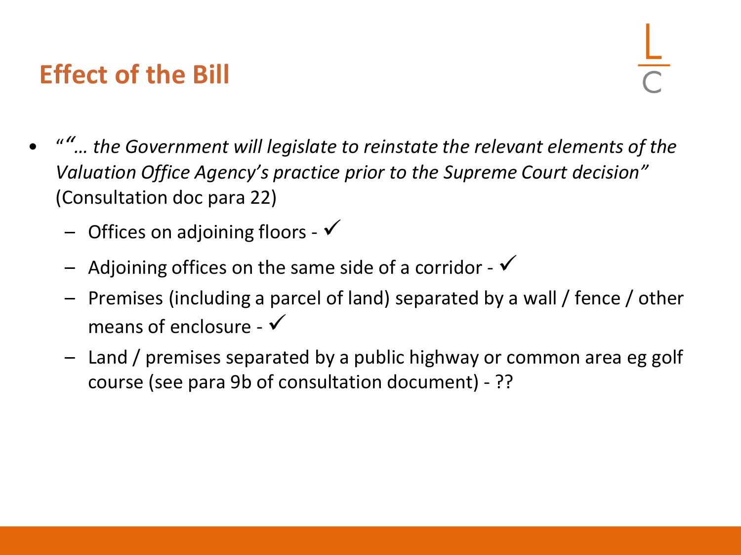## Effect of the Bill

- *""… the Government will legislate to reinstate the relevant elements of the Valuation Office Agency's practice prior to the Supreme Court decision"* (Consultation doc para 22)
  - Offices on adjoining floors - ✓
  - Adjoining offices on the same side of a corridor - ✓
  - Premises (including a parcel of land) separated by a wall / fence / other means of enclosure - ✓
  - Land / premises separated by a public highway or common area eg golf course (see para 9b of consultation document) - ??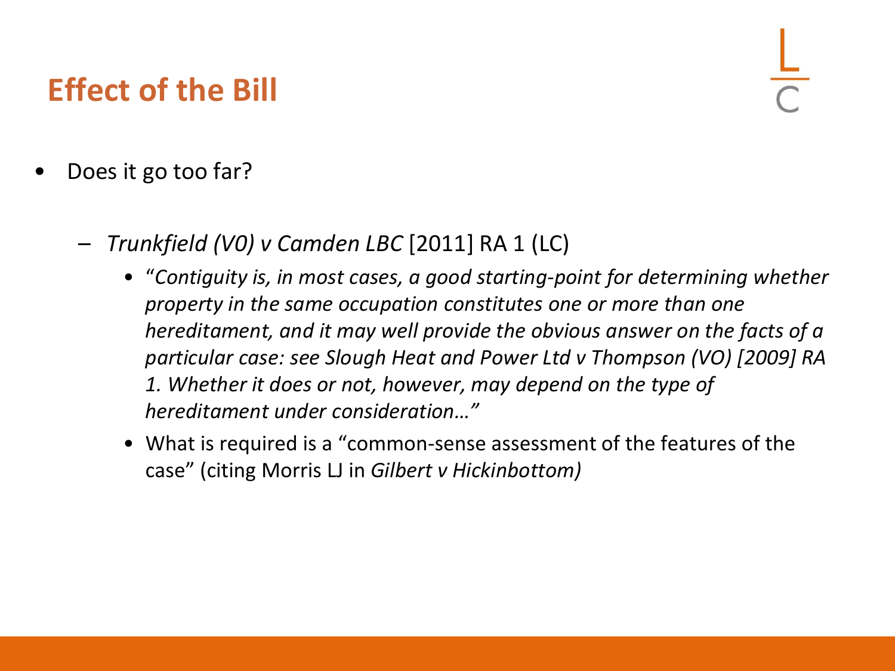## Effect of the Bill

- Does it go too far?
  - *Trunkfield (V0) v Camden LBC* [2011] RA 1 (LC)
    - "*Contiguity is, in most cases, a good starting-point for determining whether property in the same occupation constitutes one or more than one hereditament, and it may well provide the obvious answer on the facts of a particular case: see Slough Heat and Power Ltd v Thompson (VO) [2009] RA 1. Whether it does or not, however, may depend on the type of hereditament under consideration…*"
    - What is required is a "common-sense assessment of the features of the case" (citing Morris LJ in *Gilbert v Hickinbottom)*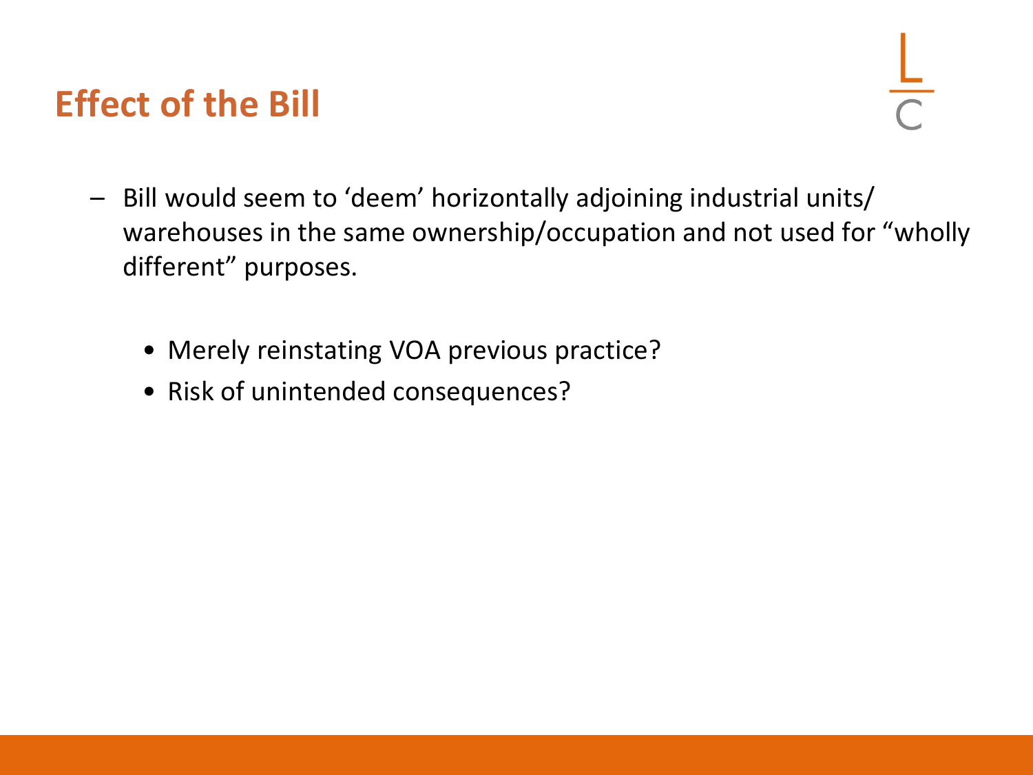# Effect of the Bill

- Bill would seem to 'deem' horizontally adjoining industrial units/ warehouses in the same ownership/occupation and not used for "wholly different" purposes.
    - Merely reinstating VOA previous practice?
    - Risk of unintended consequences?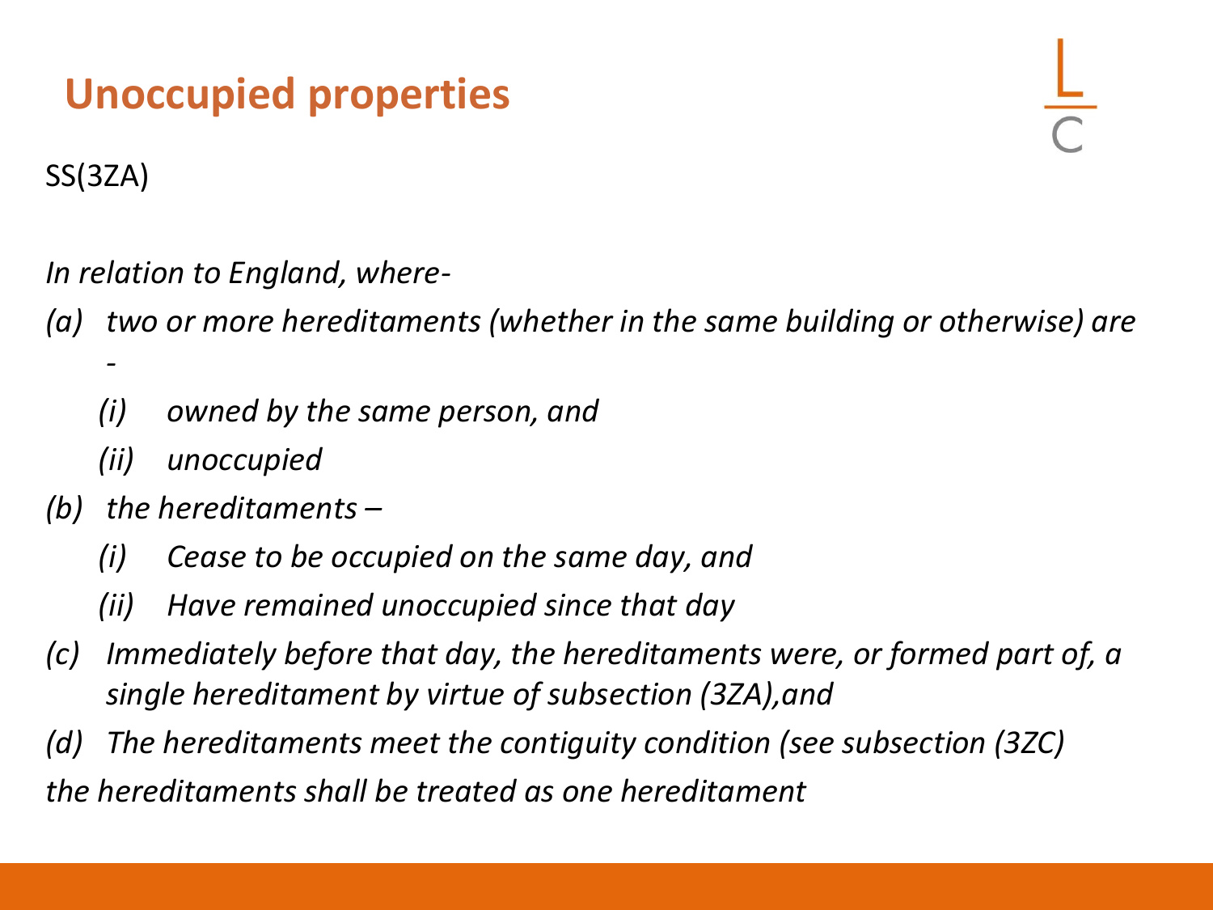# Unoccupied properties

SS(3ZA)

*In relation to England, where-*

*(a) two or more hereditaments (whether in the same building or otherwise) are -*

  *(i) owned by the same person, and*

  *(ii) unoccupied*

*(b) the hereditaments –*

  *(i) Cease to be occupied on the same day, and*

  *(ii) Have remained unoccupied since that day*

*(c) Immediately before that day, the hereditaments were, or formed part of, a single hereditament by virtue of subsection (3ZA),and*

*(d) The hereditaments meet the contiguity condition (see subsection (3ZC)*

*the hereditaments shall be treated as one hereditament*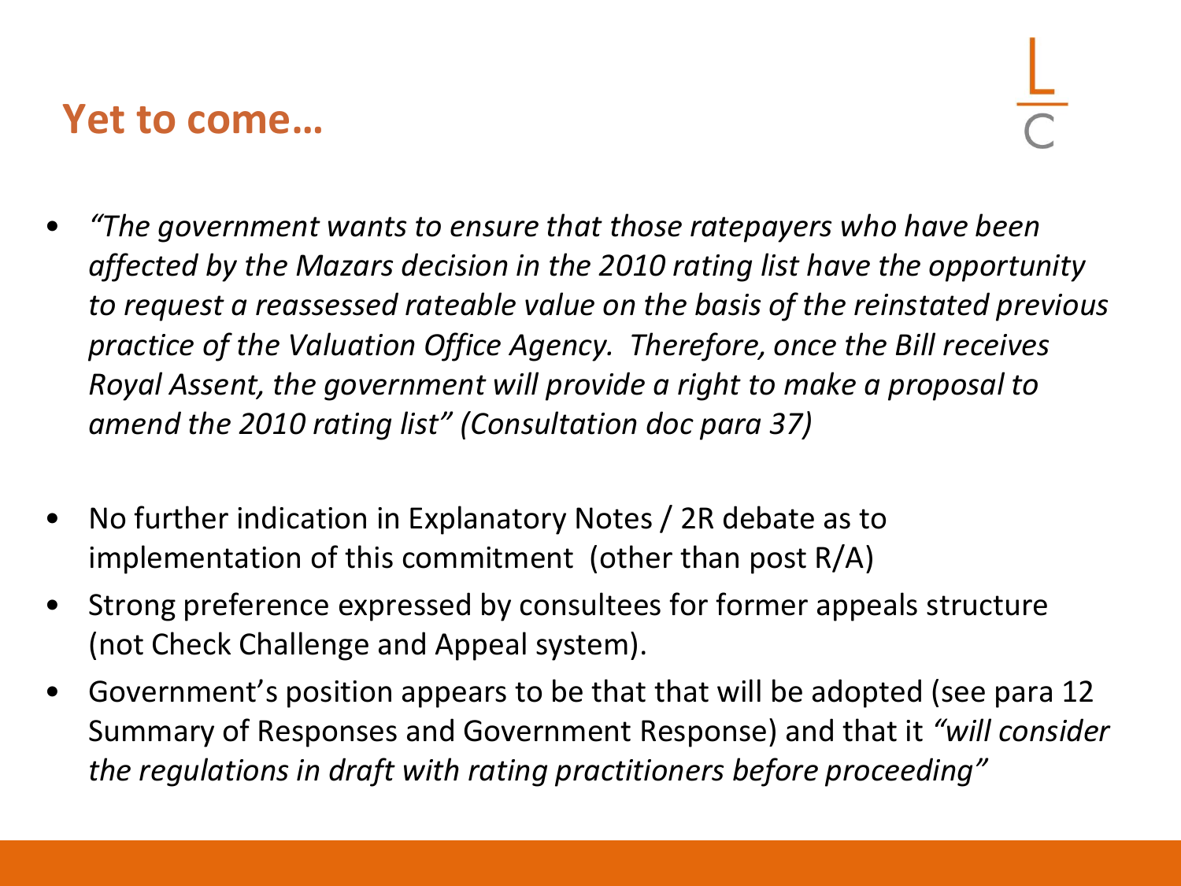## Yet to come…

- *"The government wants to ensure that those ratepayers who have been affected by the Mazars decision in the 2010 rating list have the opportunity to request a reassessed rateable value on the basis of the reinstated previous practice of the Valuation Office Agency. Therefore, once the Bill receives Royal Assent, the government will provide a right to make a proposal to amend the 2010 rating list" (Consultation doc para 37)*

- No further indication in Explanatory Notes / 2R debate as to implementation of this commitment (other than post R/A)
- Strong preference expressed by consultees for former appeals structure (not Check Challenge and Appeal system).
- Government's position appears to be that that will be adopted (see para 12 Summary of Responses and Government Response) and that it *"will consider the regulations in draft with rating practitioners before proceeding"*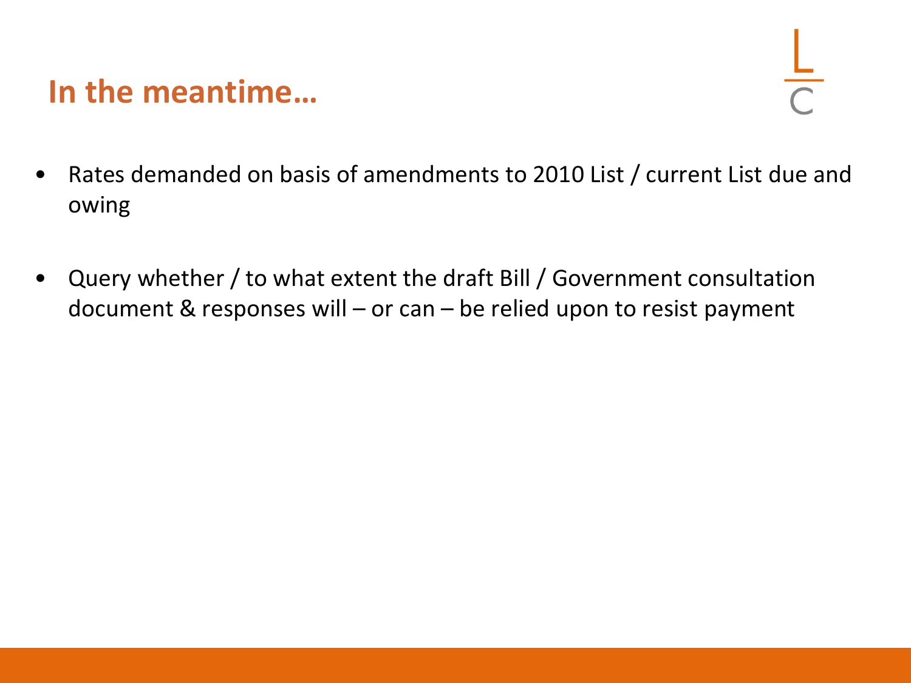# In the meantime…

- Rates demanded on basis of amendments to 2010 List / current List due and owing

- Query whether / to what extent the draft Bill / Government consultation document & responses will – or can – be relied upon to resist payment